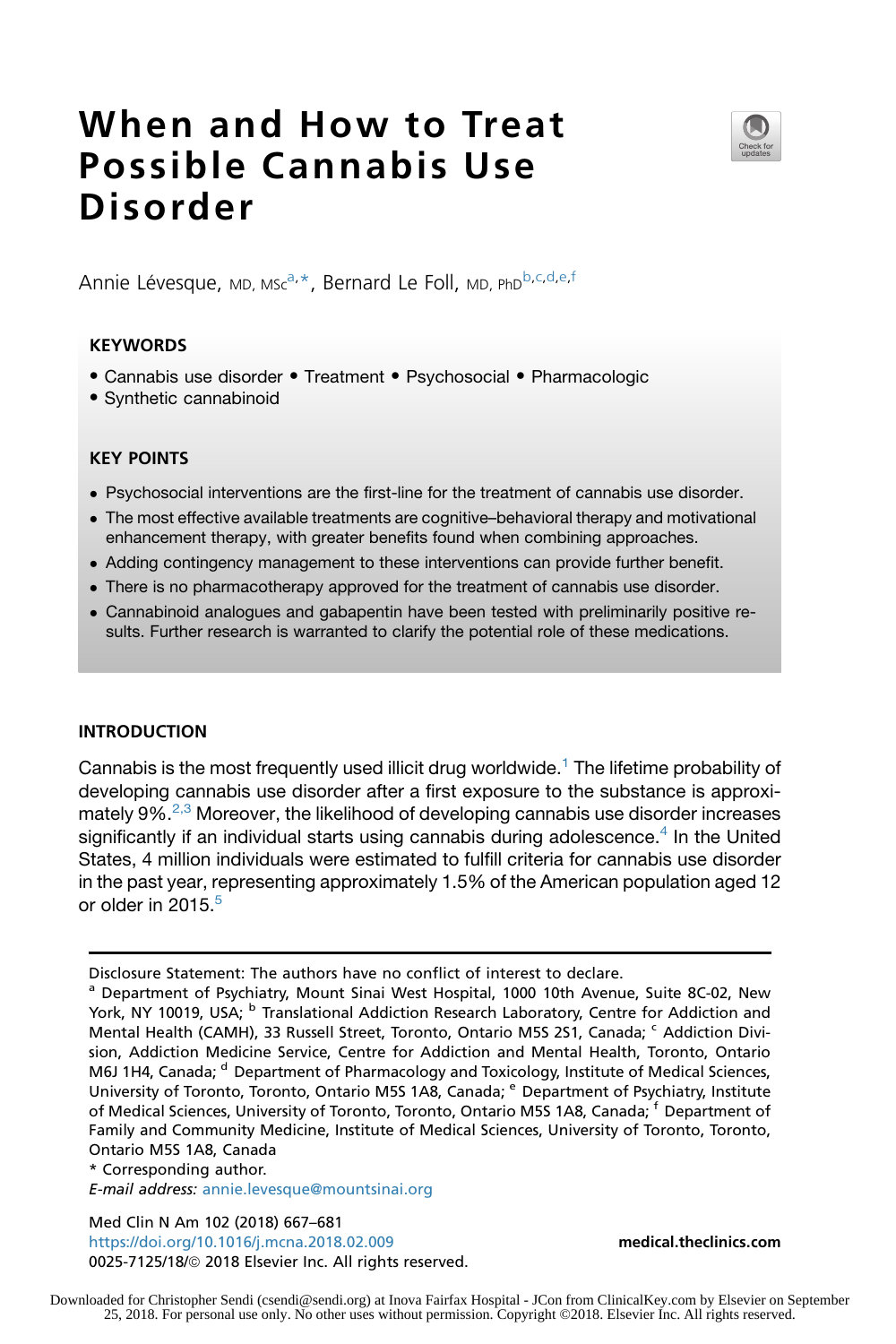# When and How to Treat Possible Cannabis Use Disorder

Annie Lévesque, MD, MSc[a,*], Bernard Le Foll, MD, PhD[b,c,d,e,f]

**KEYWORDS**

- Cannabis use disorder • Treatment • Psychosocial • Pharmacologic
- Synthetic cannabinoid

**KEY POINTS**

- Psychosocial interventions are the first-line for the treatment of cannabis use disorder.
- The most effective available treatments are cognitive–behavioral therapy and motivational enhancement therapy, with greater benefits found when combining approaches.
- Adding contingency management to these interventions can provide further benefit.
- There is no pharmacotherapy approved for the treatment of cannabis use disorder.
- Cannabinoid analogues and gabapentin have been tested with preliminarily positive results. Further research is warranted to clarify the potential role of these medications.

## INTRODUCTION

Cannabis is the most frequently used illicit drug worldwide.[1] The lifetime probability of developing cannabis use disorder after a first exposure to the substance is approximately 9%.[2,3] Moreover, the likelihood of developing cannabis use disorder increases significantly if an individual starts using cannabis during adolescence.[4] In the United States, 4 million individuals were estimated to fulfill criteria for cannabis use disorder in the past year, representing approximately 1.5% of the American population aged 12 or older in 2015.[5]

---

Disclosure Statement: The authors have no conflict of interest to declare.

[a] Department of Psychiatry, Mount Sinai West Hospital, 1000 10th Avenue, Suite 8C-02, New York, NY 10019, USA; [b] Translational Addiction Research Laboratory, Centre for Addiction and Mental Health (CAMH), 33 Russell Street, Toronto, Ontario M5S 2S1, Canada; [c] Addiction Division, Addiction Medicine Service, Centre for Addiction and Mental Health, Toronto, Ontario M6J 1H4, Canada; [d] Department of Pharmacology and Toxicology, Institute of Medical Sciences, University of Toronto, Toronto, Ontario M5S 1A8, Canada; [e] Department of Psychiatry, Institute of Medical Sciences, University of Toronto, Toronto, Ontario M5S 1A8, Canada; [f] Department of Family and Community Medicine, Institute of Medical Sciences, University of Toronto, Toronto, Ontario M5S 1A8, Canada

\* Corresponding author.

*E-mail address:* annie.levesque@mountsinai.org

Med Clin N Am 102 (2018) 667–681
https://doi.org/10.1016/j.mcna.2018.02.009
0025-7125/18/© 2018 Elsevier Inc. All rights reserved.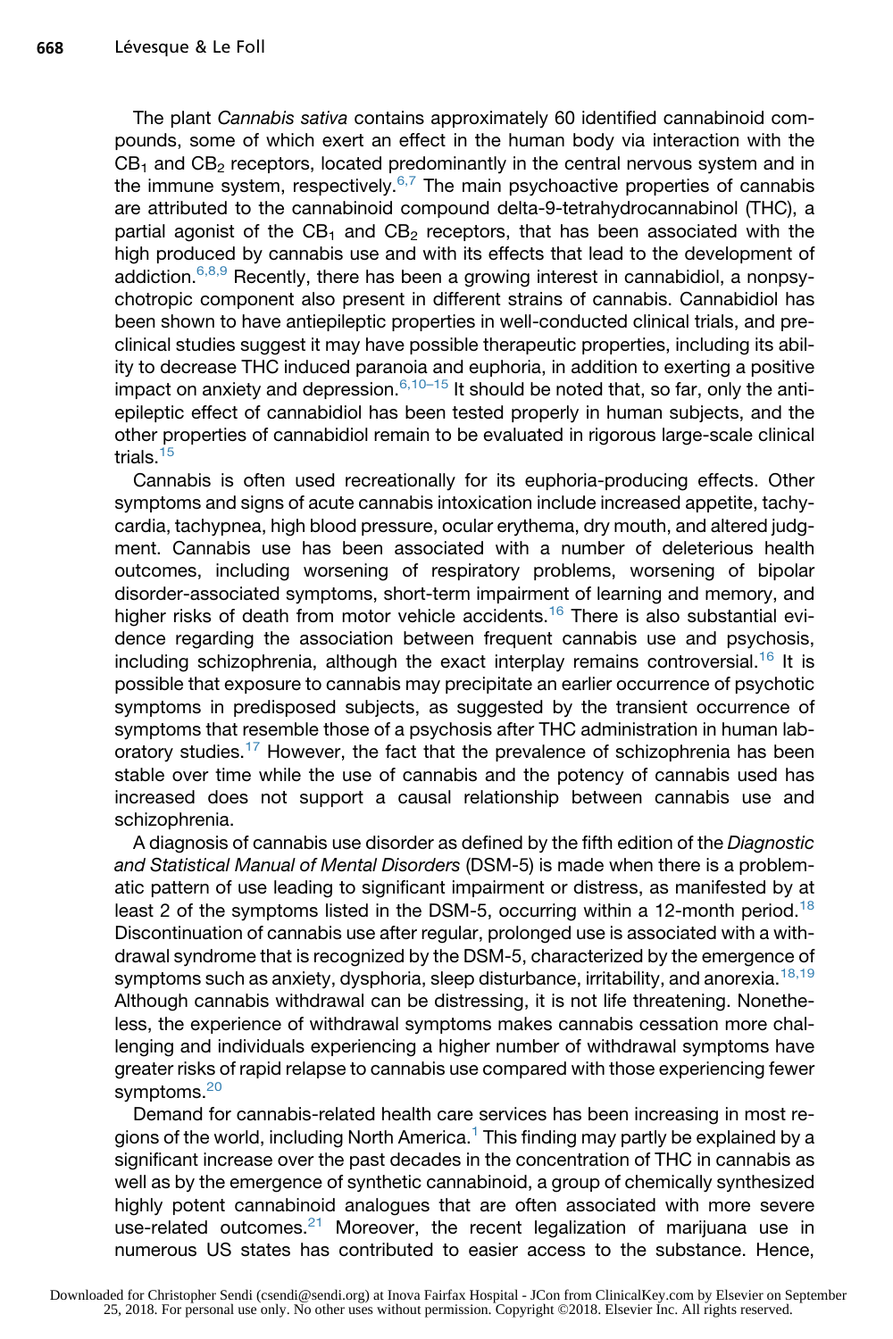The plant *Cannabis sativa* contains approximately 60 identified cannabinoid compounds, some of which exert an effect in the human body via interaction with the $CB_1$ and $CB_2$ receptors, located predominantly in the central nervous system and in the immune system, respectively.[6,7] The main psychoactive properties of cannabis are attributed to the cannabinoid compound delta-9-tetrahydrocannabinol (THC), a partial agonist of the $CB_1$ and $CB_2$ receptors, that has been associated with the high produced by cannabis use and with its effects that lead to the development of addiction.[6,8,9] Recently, there has been a growing interest in cannabidiol, a nonpsychotropic component also present in different strains of cannabis. Cannabidiol has been shown to have antiepileptic properties in well-conducted clinical trials, and preclinical studies suggest it may have possible therapeutic properties, including its ability to decrease THC induced paranoia and euphoria, in addition to exerting a positive impact on anxiety and depression.[6,10–15] It should be noted that, so far, only the antiepileptic effect of cannabidiol has been tested properly in human subjects, and the other properties of cannabidiol remain to be evaluated in rigorous large-scale clinical trials.[15]

Cannabis is often used recreationally for its euphoria-producing effects. Other symptoms and signs of acute cannabis intoxication include increased appetite, tachycardia, tachypnea, high blood pressure, ocular erythema, dry mouth, and altered judgment. Cannabis use has been associated with a number of deleterious health outcomes, including worsening of respiratory problems, worsening of bipolar disorder-associated symptoms, short-term impairment of learning and memory, and higher risks of death from motor vehicle accidents.[16] There is also substantial evidence regarding the association between frequent cannabis use and psychosis, including schizophrenia, although the exact interplay remains controversial.[16] It is possible that exposure to cannabis may precipitate an earlier occurrence of psychotic symptoms in predisposed subjects, as suggested by the transient occurrence of symptoms that resemble those of a psychosis after THC administration in human laboratory studies.[17] However, the fact that the prevalence of schizophrenia has been stable over time while the use of cannabis and the potency of cannabis used has increased does not support a causal relationship between cannabis use and schizophrenia.

A diagnosis of cannabis use disorder as defined by the fifth edition of the *Diagnostic and Statistical Manual of Mental Disorders* (DSM-5) is made when there is a problematic pattern of use leading to significant impairment or distress, as manifested by at least 2 of the symptoms listed in the DSM-5, occurring within a 12-month period.[18] Discontinuation of cannabis use after regular, prolonged use is associated with a withdrawal syndrome that is recognized by the DSM-5, characterized by the emergence of symptoms such as anxiety, dysphoria, sleep disturbance, irritability, and anorexia.[18,19] Although cannabis withdrawal can be distressing, it is not life threatening. Nonetheless, the experience of withdrawal symptoms makes cannabis cessation more challenging and individuals experiencing a higher number of withdrawal symptoms have greater risks of rapid relapse to cannabis use compared with those experiencing fewer symptoms.[20]

Demand for cannabis-related health care services has been increasing in most regions of the world, including North America.[1] This finding may partly be explained by a significant increase over the past decades in the concentration of THC in cannabis as well as by the emergence of synthetic cannabinoid, a group of chemically synthesized highly potent cannabinoid analogues that are often associated with more severe use-related outcomes.[21] Moreover, the recent legalization of marijuana use in numerous US states has contributed to easier access to the substance. Hence,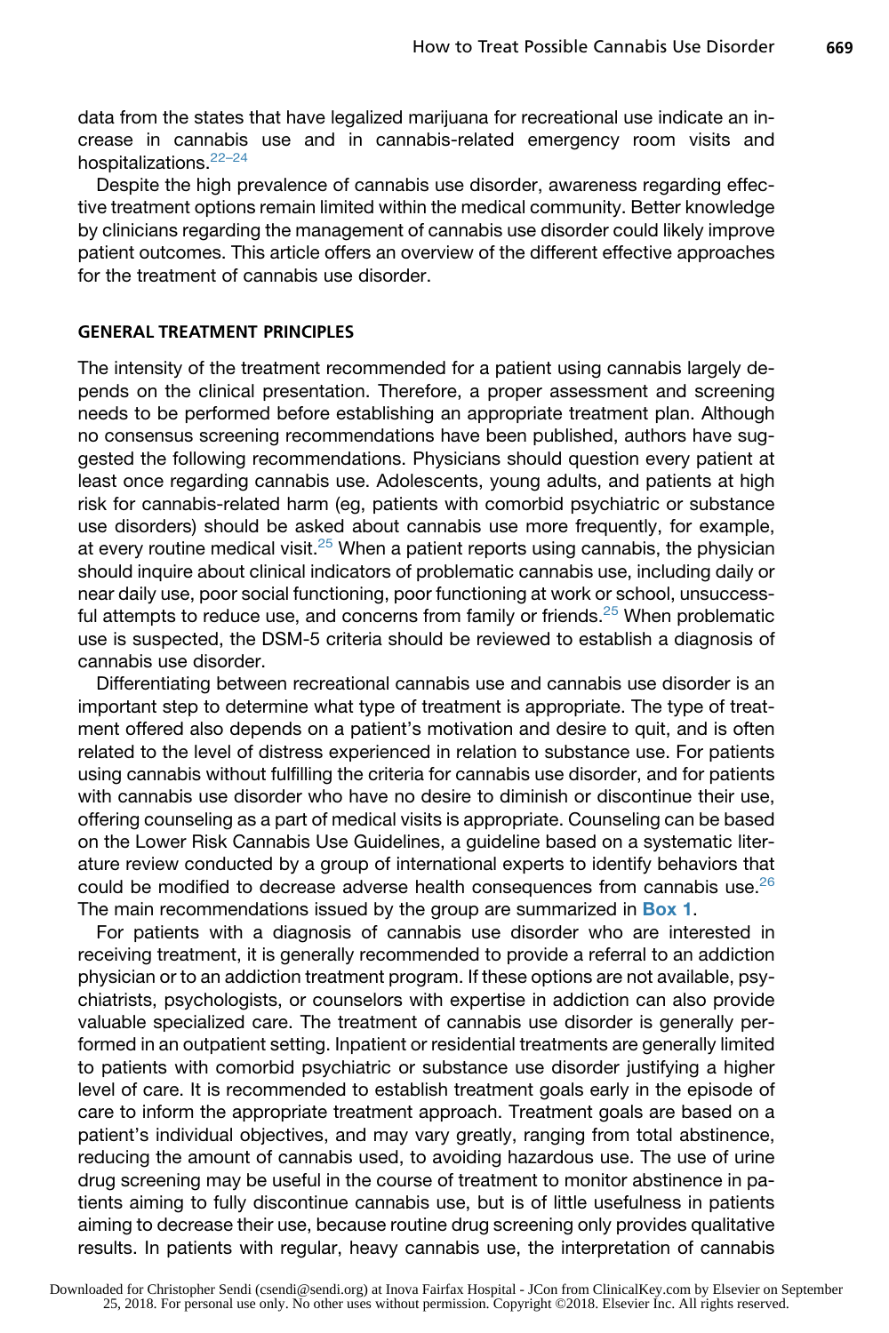data from the states that have legalized marijuana for recreational use indicate an increase in cannabis use and in cannabis-related emergency room visits and hospitalizations.[22–24]

Despite the high prevalence of cannabis use disorder, awareness regarding effective treatment options remain limited within the medical community. Better knowledge by clinicians regarding the management of cannabis use disorder could likely improve patient outcomes. This article offers an overview of the different effective approaches for the treatment of cannabis use disorder.

## GENERAL TREATMENT PRINCIPLES

The intensity of the treatment recommended for a patient using cannabis largely depends on the clinical presentation. Therefore, a proper assessment and screening needs to be performed before establishing an appropriate treatment plan. Although no consensus screening recommendations have been published, authors have suggested the following recommendations. Physicians should question every patient at least once regarding cannabis use. Adolescents, young adults, and patients at high risk for cannabis-related harm (eg, patients with comorbid psychiatric or substance use disorders) should be asked about cannabis use more frequently, for example, at every routine medical visit.[25] When a patient reports using cannabis, the physician should inquire about clinical indicators of problematic cannabis use, including daily or near daily use, poor social functioning, poor functioning at work or school, unsuccessful attempts to reduce use, and concerns from family or friends.[25] When problematic use is suspected, the DSM-5 criteria should be reviewed to establish a diagnosis of cannabis use disorder.

Differentiating between recreational cannabis use and cannabis use disorder is an important step to determine what type of treatment is appropriate. The type of treatment offered also depends on a patient's motivation and desire to quit, and is often related to the level of distress experienced in relation to substance use. For patients using cannabis without fulfilling the criteria for cannabis use disorder, and for patients with cannabis use disorder who have no desire to diminish or discontinue their use, offering counseling as a part of medical visits is appropriate. Counseling can be based on the Lower Risk Cannabis Use Guidelines, a guideline based on a systematic literature review conducted by a group of international experts to identify behaviors that could be modified to decrease adverse health consequences from cannabis use.[26] The main recommendations issued by the group are summarized in **Box 1**.

For patients with a diagnosis of cannabis use disorder who are interested in receiving treatment, it is generally recommended to provide a referral to an addiction physician or to an addiction treatment program. If these options are not available, psychiatrists, psychologists, or counselors with expertise in addiction can also provide valuable specialized care. The treatment of cannabis use disorder is generally performed in an outpatient setting. Inpatient or residential treatments are generally limited to patients with comorbid psychiatric or substance use disorder justifying a higher level of care. It is recommended to establish treatment goals early in the episode of care to inform the appropriate treatment approach. Treatment goals are based on a patient's individual objectives, and may vary greatly, ranging from total abstinence, reducing the amount of cannabis used, to avoiding hazardous use. The use of urine drug screening may be useful in the course of treatment to monitor abstinence in patients aiming to fully discontinue cannabis use, but is of little usefulness in patients aiming to decrease their use, because routine drug screening only provides qualitative results. In patients with regular, heavy cannabis use, the interpretation of cannabis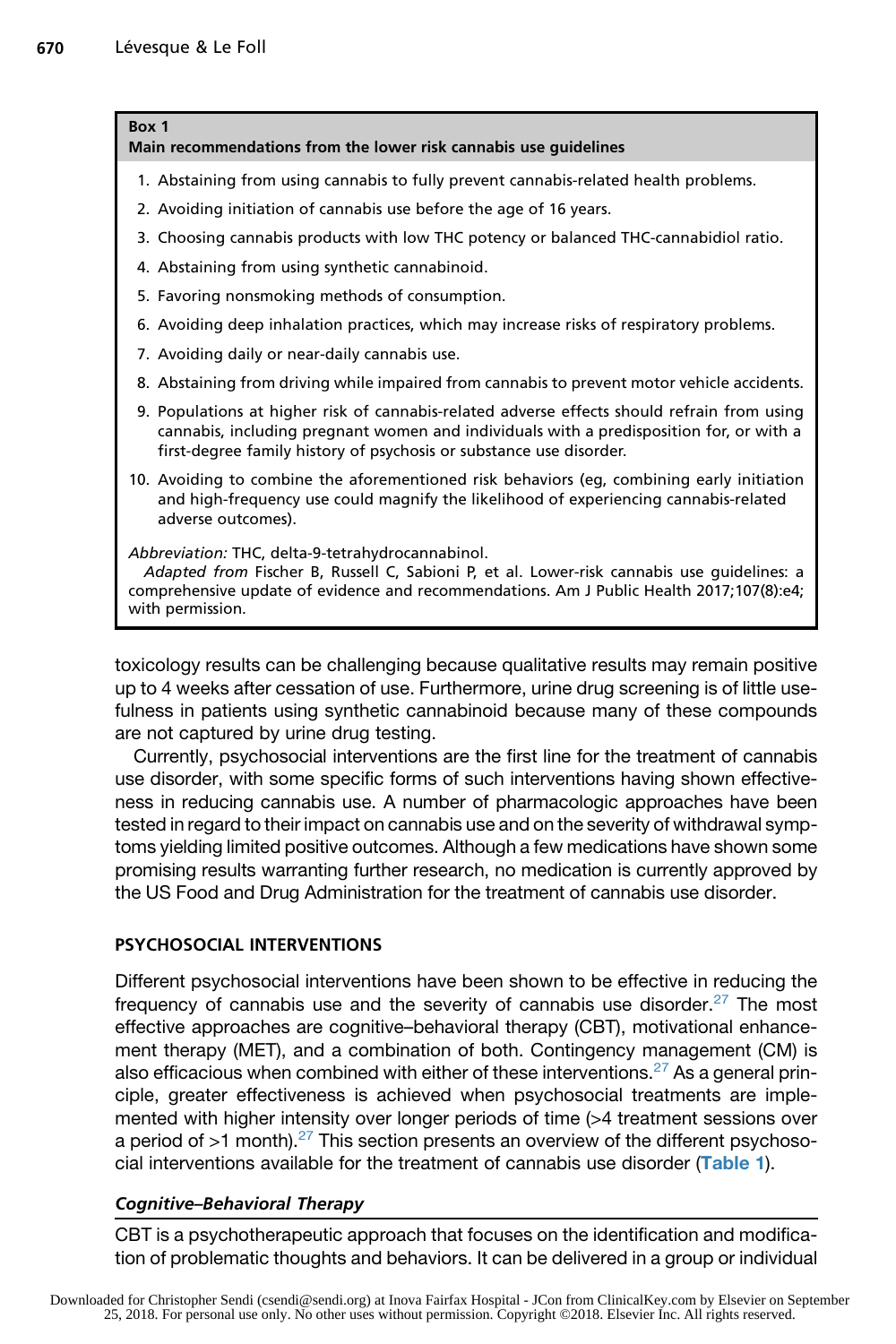**Box 1**
**Main recommendations from the lower risk cannabis use guidelines**

1. Abstaining from using cannabis to fully prevent cannabis-related health problems.
2. Avoiding initiation of cannabis use before the age of 16 years.
3. Choosing cannabis products with low THC potency or balanced THC-cannabidiol ratio.
4. Abstaining from using synthetic cannabinoid.
5. Favoring nonsmoking methods of consumption.
6. Avoiding deep inhalation practices, which may increase risks of respiratory problems.
7. Avoiding daily or near-daily cannabis use.
8. Abstaining from driving while impaired from cannabis to prevent motor vehicle accidents.
9. Populations at higher risk of cannabis-related adverse effects should refrain from using cannabis, including pregnant women and individuals with a predisposition for, or with a first-degree family history of psychosis or substance use disorder.
10. Avoiding to combine the aforementioned risk behaviors (eg, combining early initiation and high-frequency use could magnify the likelihood of experiencing cannabis-related adverse outcomes).

*Abbreviation:* THC, delta-9-tetrahydrocannabinol.
*Adapted from* Fischer B, Russell C, Sabioni P, et al. Lower-risk cannabis use guidelines: a comprehensive update of evidence and recommendations. Am J Public Health 2017;107(8):e4; with permission.

toxicology results can be challenging because qualitative results may remain positive up to 4 weeks after cessation of use. Furthermore, urine drug screening is of little usefulness in patients using synthetic cannabinoid because many of these compounds are not captured by urine drug testing.

Currently, psychosocial interventions are the first line for the treatment of cannabis use disorder, with some specific forms of such interventions having shown effectiveness in reducing cannabis use. A number of pharmacologic approaches have been tested in regard to their impact on cannabis use and on the severity of withdrawal symptoms yielding limited positive outcomes. Although a few medications have shown some promising results warranting further research, no medication is currently approved by the US Food and Drug Administration for the treatment of cannabis use disorder.

## PSYCHOSOCIAL INTERVENTIONS

Different psychosocial interventions have been shown to be effective in reducing the frequency of cannabis use and the severity of cannabis use disorder.[27] The most effective approaches are cognitive–behavioral therapy (CBT), motivational enhancement therapy (MET), and a combination of both. Contingency management (CM) is also efficacious when combined with either of these interventions.[27] As a general principle, greater effectiveness is achieved when psychosocial treatments are implemented with higher intensity over longer periods of time (>4 treatment sessions over a period of >1 month).[27] This section presents an overview of the different psychosocial interventions available for the treatment of cannabis use disorder (**Table 1**).

### *Cognitive–Behavioral Therapy*

CBT is a psychotherapeutic approach that focuses on the identification and modification of problematic thoughts and behaviors. It can be delivered in a group or individual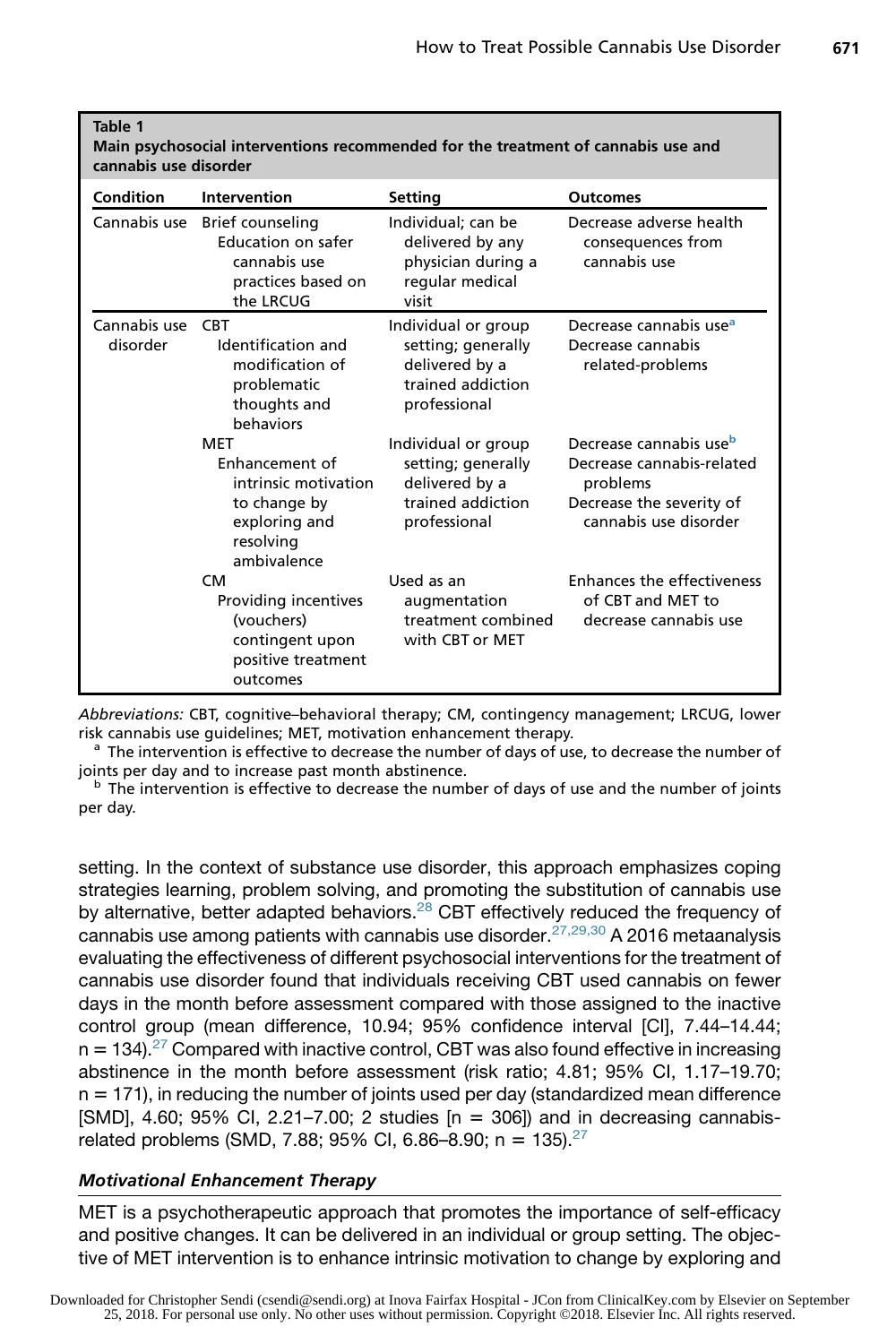**Table 1**
**Main psychosocial interventions recommended for the treatment of cannabis use and cannabis use disorder**

| Condition | Intervention | Setting | Outcomes |
| --- | --- | --- | --- |
| Cannabis use | Brief counseling<br>Education on safer cannabis use practices based on the LRCUG | Individual; can be delivered by any physician during a regular medical visit | Decrease adverse health consequences from cannabis use |
| Cannabis use disorder | CBT<br>Identification and modification of problematic thoughts and behaviors | Individual or group setting; generally delivered by a trained addiction professional | Decrease cannabis use[a]<br>Decrease cannabis related-problems |
| | MET<br>Enhancement of intrinsic motivation to change by exploring and resolving ambivalence | Individual or group setting; generally delivered by a trained addiction professional | Decrease cannabis use[b]<br>Decrease cannabis-related problems<br>Decrease the severity of cannabis use disorder |
| | CM<br>Providing incentives (vouchers) contingent upon positive treatment outcomes | Used as an augmentation treatment combined with CBT or MET | Enhances the effectiveness of CBT and MET to decrease cannabis use |

*Abbreviations:* CBT, cognitive–behavioral therapy; CM, contingency management; LRCUG, lower risk cannabis use guidelines; MET, motivation enhancement therapy.

[a] The intervention is effective to decrease the number of days of use, to decrease the number of joints per day and to increase past month abstinence.

[b] The intervention is effective to decrease the number of days of use and the number of joints per day.

setting. In the context of substance use disorder, this approach emphasizes coping strategies learning, problem solving, and promoting the substitution of cannabis use by alternative, better adapted behaviors.[28] CBT effectively reduced the frequency of cannabis use among patients with cannabis use disorder.[27,29,30] A 2016 metaanalysis evaluating the effectiveness of different psychosocial interventions for the treatment of cannabis use disorder found that individuals receiving CBT used cannabis on fewer days in the month before assessment compared with those assigned to the inactive control group (mean difference, 10.94; 95% confidence interval [CI], 7.44–14.44; n = 134).[27] Compared with inactive control, CBT was also found effective in increasing abstinence in the month before assessment (risk ratio; 4.81; 95% CI, 1.17–19.70; n = 171), in reducing the number of joints used per day (standardized mean difference [SMD], 4.60; 95% CI, 2.21–7.00; 2 studies [n = 306]) and in decreasing cannabis-related problems (SMD, 7.88; 95% CI, 6.86–8.90; n = 135).[27]

### *Motivational Enhancement Therapy*

MET is a psychotherapeutic approach that promotes the importance of self-efficacy and positive changes. It can be delivered in an individual or group setting. The objective of MET intervention is to enhance intrinsic motivation to change by exploring and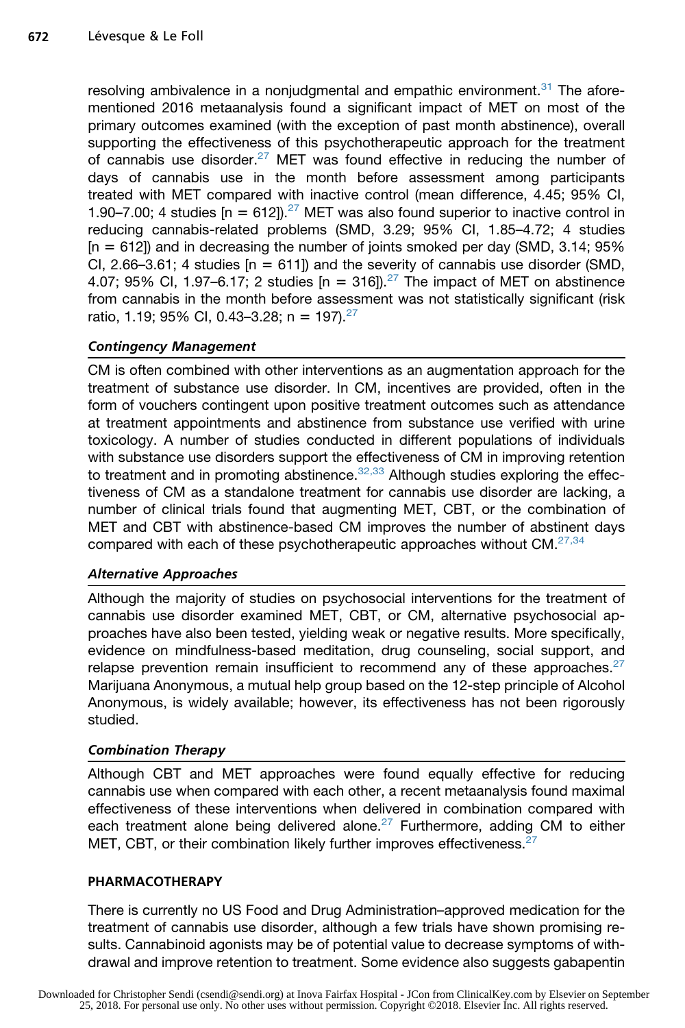resolving ambivalence in a nonjudgmental and empathic environment.[31] The aforementioned 2016 metaanalysis found a significant impact of MET on most of the primary outcomes examined (with the exception of past month abstinence), overall supporting the effectiveness of this psychotherapeutic approach for the treatment of cannabis use disorder.[27] MET was found effective in reducing the number of days of cannabis use in the month before assessment among participants treated with MET compared with inactive control (mean difference, 4.45; 95% CI, 1.90–7.00; 4 studies [n = 612]).[27] MET was also found superior to inactive control in reducing cannabis-related problems (SMD, 3.29; 95% CI, 1.85–4.72; 4 studies [n = 612]) and in decreasing the number of joints smoked per day (SMD, 3.14; 95% CI, 2.66–3.61; 4 studies [n = 611]) and the severity of cannabis use disorder (SMD, 4.07; 95% CI, 1.97–6.17; 2 studies [n = 316]).[27] The impact of MET on abstinence from cannabis in the month before assessment was not statistically significant (risk ratio, 1.19; 95% CI, 0.43–3.28; n = 197).[27]

### *Contingency Management*

CM is often combined with other interventions as an augmentation approach for the treatment of substance use disorder. In CM, incentives are provided, often in the form of vouchers contingent upon positive treatment outcomes such as attendance at treatment appointments and abstinence from substance use verified with urine toxicology. A number of studies conducted in different populations of individuals with substance use disorders support the effectiveness of CM in improving retention to treatment and in promoting abstinence.[32,33] Although studies exploring the effectiveness of CM as a standalone treatment for cannabis use disorder are lacking, a number of clinical trials found that augmenting MET, CBT, or the combination of MET and CBT with abstinence-based CM improves the number of abstinent days compared with each of these psychotherapeutic approaches without CM.[27,34]

### *Alternative Approaches*

Although the majority of studies on psychosocial interventions for the treatment of cannabis use disorder examined MET, CBT, or CM, alternative psychosocial approaches have also been tested, yielding weak or negative results. More specifically, evidence on mindfulness-based meditation, drug counseling, social support, and relapse prevention remain insufficient to recommend any of these approaches.[27] Marijuana Anonymous, a mutual help group based on the 12-step principle of Alcohol Anonymous, is widely available; however, its effectiveness has not been rigorously studied.

### *Combination Therapy*

Although CBT and MET approaches were found equally effective for reducing cannabis use when compared with each other, a recent metaanalysis found maximal effectiveness of these interventions when delivered in combination compared with each treatment alone being delivered alone.[27] Furthermore, adding CM to either MET, CBT, or their combination likely further improves effectiveness.[27]

## PHARMACOTHERAPY

There is currently no US Food and Drug Administration–approved medication for the treatment of cannabis use disorder, although a few trials have shown promising results. Cannabinoid agonists may be of potential value to decrease symptoms of withdrawal and improve retention to treatment. Some evidence also suggests gabapentin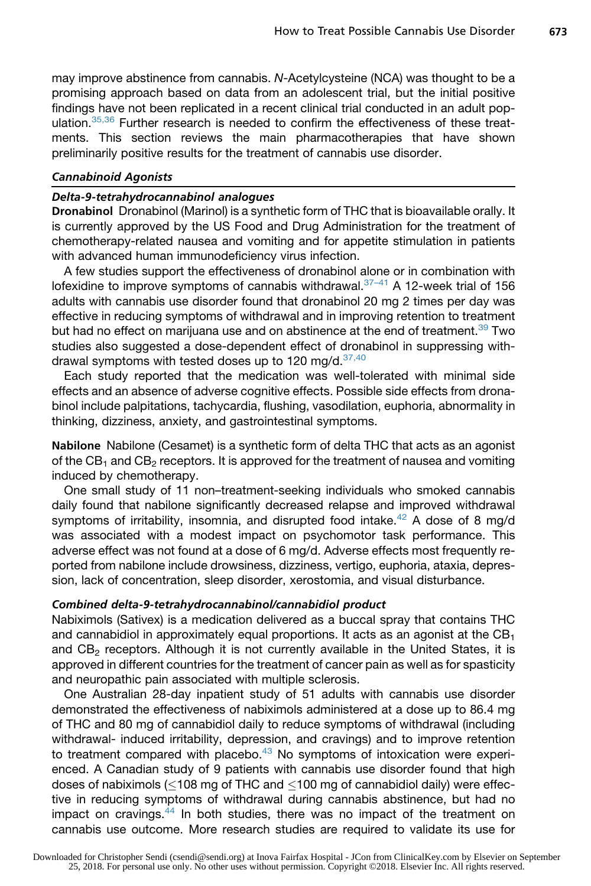may improve abstinence from cannabis. *N*-Acetylcysteine (NCA) was thought to be a promising approach based on data from an adolescent trial, but the initial positive findings have not been replicated in a recent clinical trial conducted in an adult population.[35,36] Further research is needed to confirm the effectiveness of these treatments. This section reviews the main pharmacotherapies that have shown preliminarily positive results for the treatment of cannabis use disorder.

### *Cannabinoid Agonists*

#### *Delta-9-tetrahydrocannabinol analogues*

**Dronabinol** Dronabinol (Marinol) is a synthetic form of THC that is bioavailable orally. It is currently approved by the US Food and Drug Administration for the treatment of chemotherapy-related nausea and vomiting and for appetite stimulation in patients with advanced human immunodeficiency virus infection.

A few studies support the effectiveness of dronabinol alone or in combination with lofexidine to improve symptoms of cannabis withdrawal.[37–41] A 12-week trial of 156 adults with cannabis use disorder found that dronabinol 20 mg 2 times per day was effective in reducing symptoms of withdrawal and in improving retention to treatment but had no effect on marijuana use and on abstinence at the end of treatment.[39] Two studies also suggested a dose-dependent effect of dronabinol in suppressing withdrawal symptoms with tested doses up to 120 mg/d.[37,40]

Each study reported that the medication was well-tolerated with minimal side effects and an absence of adverse cognitive effects. Possible side effects from dronabinol include palpitations, tachycardia, flushing, vasodilation, euphoria, abnormality in thinking, dizziness, anxiety, and gastrointestinal symptoms.

**Nabilone** Nabilone (Cesamet) is a synthetic form of delta THC that acts as an agonist of the $CB_1$ and $CB_2$ receptors. It is approved for the treatment of nausea and vomiting induced by chemotherapy.

One small study of 11 non–treatment-seeking individuals who smoked cannabis daily found that nabilone significantly decreased relapse and improved withdrawal symptoms of irritability, insomnia, and disrupted food intake.[42] A dose of 8 mg/d was associated with a modest impact on psychomotor task performance. This adverse effect was not found at a dose of 6 mg/d. Adverse effects most frequently reported from nabilone include drowsiness, dizziness, vertigo, euphoria, ataxia, depression, lack of concentration, sleep disorder, xerostomia, and visual disturbance.

#### *Combined delta-9-tetrahydrocannabinol/cannabidiol product*

Nabiximols (Sativex) is a medication delivered as a buccal spray that contains THC and cannabidiol in approximately equal proportions. It acts as an agonist at the $CB_1$ and $CB_2$ receptors. Although it is not currently available in the United States, it is approved in different countries for the treatment of cancer pain as well as for spasticity and neuropathic pain associated with multiple sclerosis.

One Australian 28-day inpatient study of 51 adults with cannabis use disorder demonstrated the effectiveness of nabiximols administered at a dose up to 86.4 mg of THC and 80 mg of cannabidiol daily to reduce symptoms of withdrawal (including withdrawal- induced irritability, depression, and cravings) and to improve retention to treatment compared with placebo.[43] No symptoms of intoxication were experienced. A Canadian study of 9 patients with cannabis use disorder found that high doses of nabiximols ($\leq$108 mg of THC and $\leq$100 mg of cannabidiol daily) were effective in reducing symptoms of withdrawal during cannabis abstinence, but had no impact on cravings.[44] In both studies, there was no impact of the treatment on cannabis use outcome. More research studies are required to validate its use for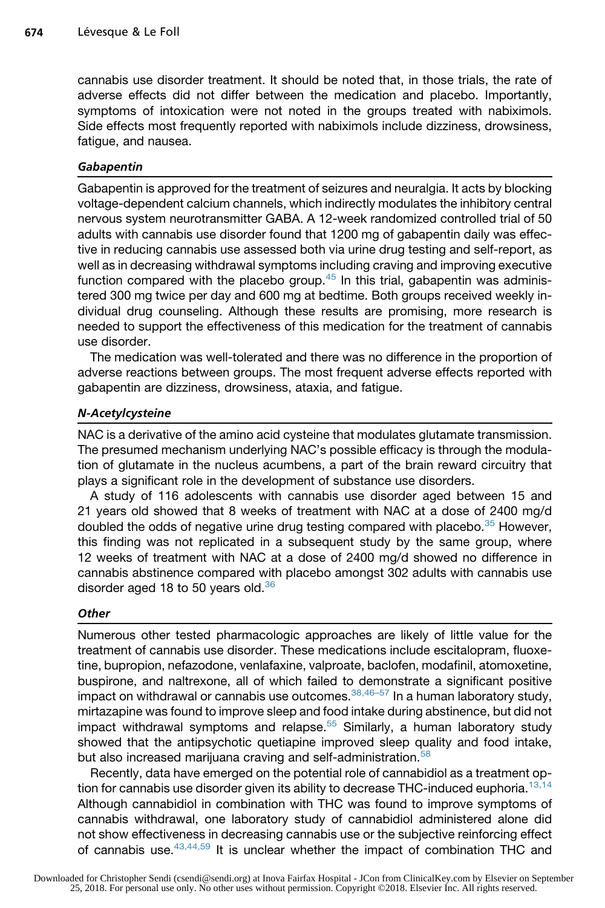cannabis use disorder treatment. It should be noted that, in those trials, the rate of adverse effects did not differ between the medication and placebo. Importantly, symptoms of intoxication were not noted in the groups treated with nabiximols. Side effects most frequently reported with nabiximols include dizziness, drowsiness, fatigue, and nausea.

### *Gabapentin*

Gabapentin is approved for the treatment of seizures and neuralgia. It acts by blocking voltage-dependent calcium channels, which indirectly modulates the inhibitory central nervous system neurotransmitter GABA. A 12-week randomized controlled trial of 50 adults with cannabis use disorder found that 1200 mg of gabapentin daily was effective in reducing cannabis use assessed both via urine drug testing and self-report, as well as in decreasing withdrawal symptoms including craving and improving executive function compared with the placebo group.[45] In this trial, gabapentin was administered 300 mg twice per day and 600 mg at bedtime. Both groups received weekly individual drug counseling. Although these results are promising, more research is needed to support the effectiveness of this medication for the treatment of cannabis use disorder.

The medication was well-tolerated and there was no difference in the proportion of adverse reactions between groups. The most frequent adverse effects reported with gabapentin are dizziness, drowsiness, ataxia, and fatigue.

### *N-Acetylcysteine*

NAC is a derivative of the amino acid cysteine that modulates glutamate transmission. The presumed mechanism underlying NAC's possible efficacy is through the modulation of glutamate in the nucleus acumbens, a part of the brain reward circuitry that plays a significant role in the development of substance use disorders.

A study of 116 adolescents with cannabis use disorder aged between 15 and 21 years old showed that 8 weeks of treatment with NAC at a dose of 2400 mg/d doubled the odds of negative urine drug testing compared with placebo.[35] However, this finding was not replicated in a subsequent study by the same group, where 12 weeks of treatment with NAC at a dose of 2400 mg/d showed no difference in cannabis abstinence compared with placebo amongst 302 adults with cannabis use disorder aged 18 to 50 years old.[36]

### *Other*

Numerous other tested pharmacologic approaches are likely of little value for the treatment of cannabis use disorder. These medications include escitalopram, fluoxetine, bupropion, nefazodone, venlafaxine, valproate, baclofen, modafinil, atomoxetine, buspirone, and naltrexone, all of which failed to demonstrate a significant positive impact on withdrawal or cannabis use outcomes.[38,46–57] In a human laboratory study, mirtazapine was found to improve sleep and food intake during abstinence, but did not impact withdrawal symptoms and relapse.[55] Similarly, a human laboratory study showed that the antipsychotic quetiapine improved sleep quality and food intake, but also increased marijuana craving and self-administration.[58]

Recently, data have emerged on the potential role of cannabidiol as a treatment option for cannabis use disorder given its ability to decrease THC-induced euphoria.[13,14] Although cannabidiol in combination with THC was found to improve symptoms of cannabis withdrawal, one laboratory study of cannabidiol administered alone did not show effectiveness in decreasing cannabis use or the subjective reinforcing effect of cannabis use.[43,44,59] It is unclear whether the impact of combination THC and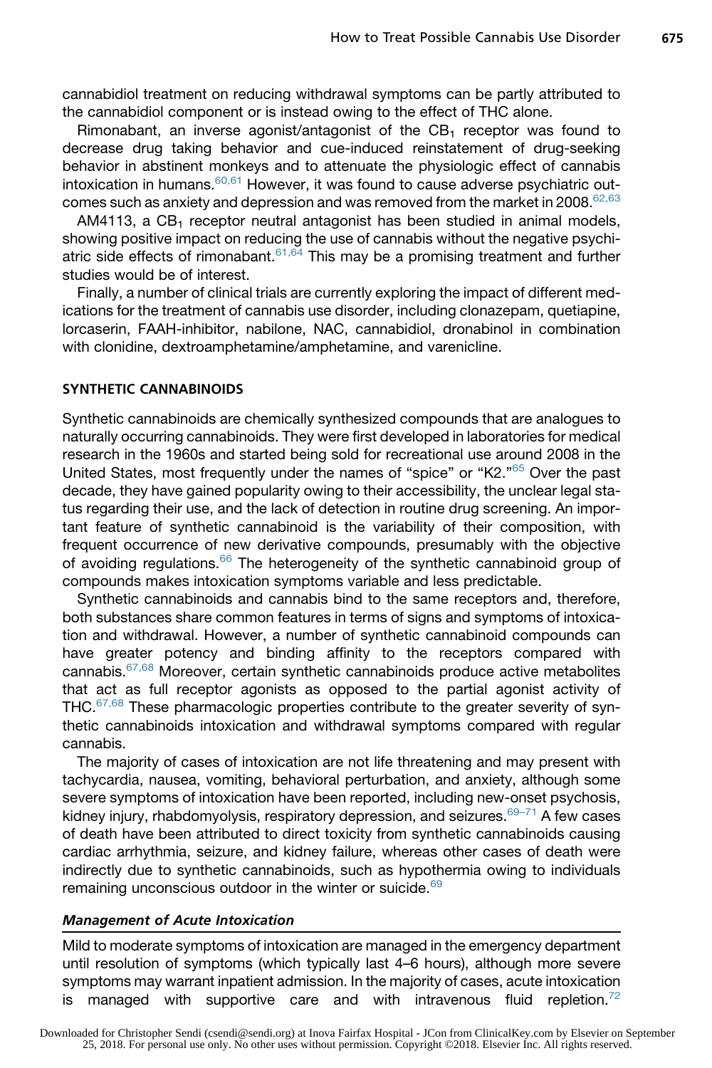cannabidiol treatment on reducing withdrawal symptoms can be partly attributed to the cannabidiol component or is instead owing to the effect of THC alone.

Rimonabant, an inverse agonist/antagonist of the $CB_1$ receptor was found to decrease drug taking behavior and cue-induced reinstatement of drug-seeking behavior in abstinent monkeys and to attenuate the physiologic effect of cannabis intoxication in humans.[60,61] However, it was found to cause adverse psychiatric outcomes such as anxiety and depression and was removed from the market in 2008.[62,63]

AM4113, a $CB_1$ receptor neutral antagonist has been studied in animal models, showing positive impact on reducing the use of cannabis without the negative psychiatric side effects of rimonabant.[61,64] This may be a promising treatment and further studies would be of interest.

Finally, a number of clinical trials are currently exploring the impact of different medications for the treatment of cannabis use disorder, including clonazepam, quetiapine, lorcaserin, FAAH-inhibitor, nabilone, NAC, cannabidiol, dronabinol in combination with clonidine, dextroamphetamine/amphetamine, and varenicline.

## SYNTHETIC CANNABINOIDS

Synthetic cannabinoids are chemically synthesized compounds that are analogues to naturally occurring cannabinoids. They were first developed in laboratories for medical research in the 1960s and started being sold for recreational use around 2008 in the United States, most frequently under the names of "spice" or "K2."[65] Over the past decade, they have gained popularity owing to their accessibility, the unclear legal status regarding their use, and the lack of detection in routine drug screening. An important feature of synthetic cannabinoid is the variability of their composition, with frequent occurrence of new derivative compounds, presumably with the objective of avoiding regulations.[66] The heterogeneity of the synthetic cannabinoid group of compounds makes intoxication symptoms variable and less predictable.

Synthetic cannabinoids and cannabis bind to the same receptors and, therefore, both substances share common features in terms of signs and symptoms of intoxication and withdrawal. However, a number of synthetic cannabinoid compounds can have greater potency and binding affinity to the receptors compared with cannabis.[67,68] Moreover, certain synthetic cannabinoids produce active metabolites that act as full receptor agonists as opposed to the partial agonist activity of THC.[67,68] These pharmacologic properties contribute to the greater severity of synthetic cannabinoids intoxication and withdrawal symptoms compared with regular cannabis.

The majority of cases of intoxication are not life threatening and may present with tachycardia, nausea, vomiting, behavioral perturbation, and anxiety, although some severe symptoms of intoxication have been reported, including new-onset psychosis, kidney injury, rhabdomyolysis, respiratory depression, and seizures.[69–71] A few cases of death have been attributed to direct toxicity from synthetic cannabinoids causing cardiac arrhythmia, seizure, and kidney failure, whereas other cases of death were indirectly due to synthetic cannabinoids, such as hypothermia owing to individuals remaining unconscious outdoor in the winter or suicide.[69]

### *Management of Acute Intoxication*

Mild to moderate symptoms of intoxication are managed in the emergency department until resolution of symptoms (which typically last 4–6 hours), although more severe symptoms may warrant inpatient admission. In the majority of cases, acute intoxication is managed with supportive care and with intravenous fluid repletion.[72]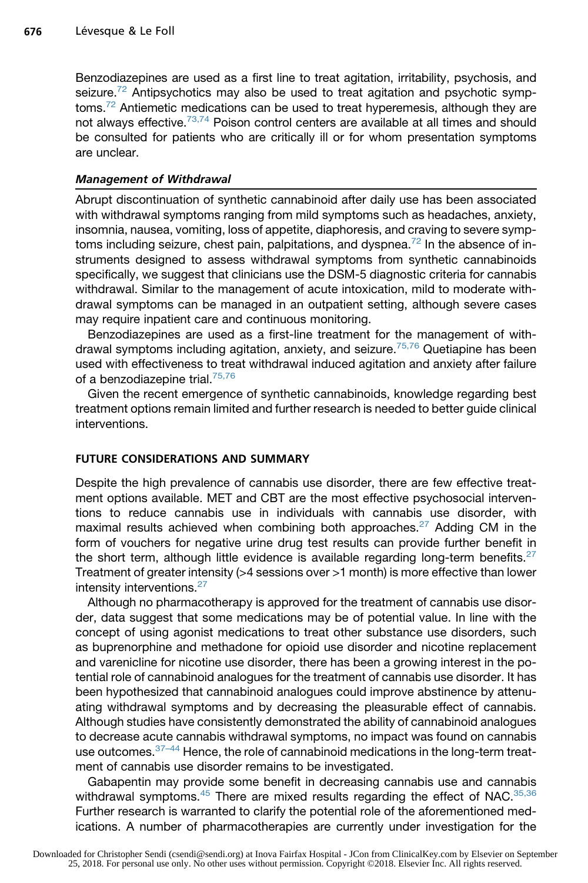Benzodiazepines are used as a first line to treat agitation, irritability, psychosis, and seizure.[72] Antipsychotics may also be used to treat agitation and psychotic symptoms.[72] Antiemetic medications can be used to treat hyperemesis, although they are not always effective.[73,74] Poison control centers are available at all times and should be consulted for patients who are critically ill or for whom presentation symptoms are unclear.

### *Management of Withdrawal*

Abrupt discontinuation of synthetic cannabinoid after daily use has been associated with withdrawal symptoms ranging from mild symptoms such as headaches, anxiety, insomnia, nausea, vomiting, loss of appetite, diaphoresis, and craving to severe symptoms including seizure, chest pain, palpitations, and dyspnea.[72] In the absence of instruments designed to assess withdrawal symptoms from synthetic cannabinoids specifically, we suggest that clinicians use the DSM-5 diagnostic criteria for cannabis withdrawal. Similar to the management of acute intoxication, mild to moderate withdrawal symptoms can be managed in an outpatient setting, although severe cases may require inpatient care and continuous monitoring.

Benzodiazepines are used as a first-line treatment for the management of withdrawal symptoms including agitation, anxiety, and seizure.[75,76] Quetiapine has been used with effectiveness to treat withdrawal induced agitation and anxiety after failure of a benzodiazepine trial.[75,76]

Given the recent emergence of synthetic cannabinoids, knowledge regarding best treatment options remain limited and further research is needed to better guide clinical interventions.

## FUTURE CONSIDERATIONS AND SUMMARY

Despite the high prevalence of cannabis use disorder, there are few effective treatment options available. MET and CBT are the most effective psychosocial interventions to reduce cannabis use in individuals with cannabis use disorder, with maximal results achieved when combining both approaches.[27] Adding CM in the form of vouchers for negative urine drug test results can provide further benefit in the short term, although little evidence is available regarding long-term benefits.[27] Treatment of greater intensity (>4 sessions over >1 month) is more effective than lower intensity interventions.[27]

Although no pharmacotherapy is approved for the treatment of cannabis use disorder, data suggest that some medications may be of potential value. In line with the concept of using agonist medications to treat other substance use disorders, such as buprenorphine and methadone for opioid use disorder and nicotine replacement and varenicline for nicotine use disorder, there has been a growing interest in the potential role of cannabinoid analogues for the treatment of cannabis use disorder. It has been hypothesized that cannabinoid analogues could improve abstinence by attenuating withdrawal symptoms and by decreasing the pleasurable effect of cannabis. Although studies have consistently demonstrated the ability of cannabinoid analogues to decrease acute cannabis withdrawal symptoms, no impact was found on cannabis use outcomes.[37–44] Hence, the role of cannabinoid medications in the long-term treatment of cannabis use disorder remains to be investigated.

Gabapentin may provide some benefit in decreasing cannabis use and cannabis withdrawal symptoms.[45] There are mixed results regarding the effect of NAC.[35,36] Further research is warranted to clarify the potential role of the aforementioned medications. A number of pharmacotherapies are currently under investigation for the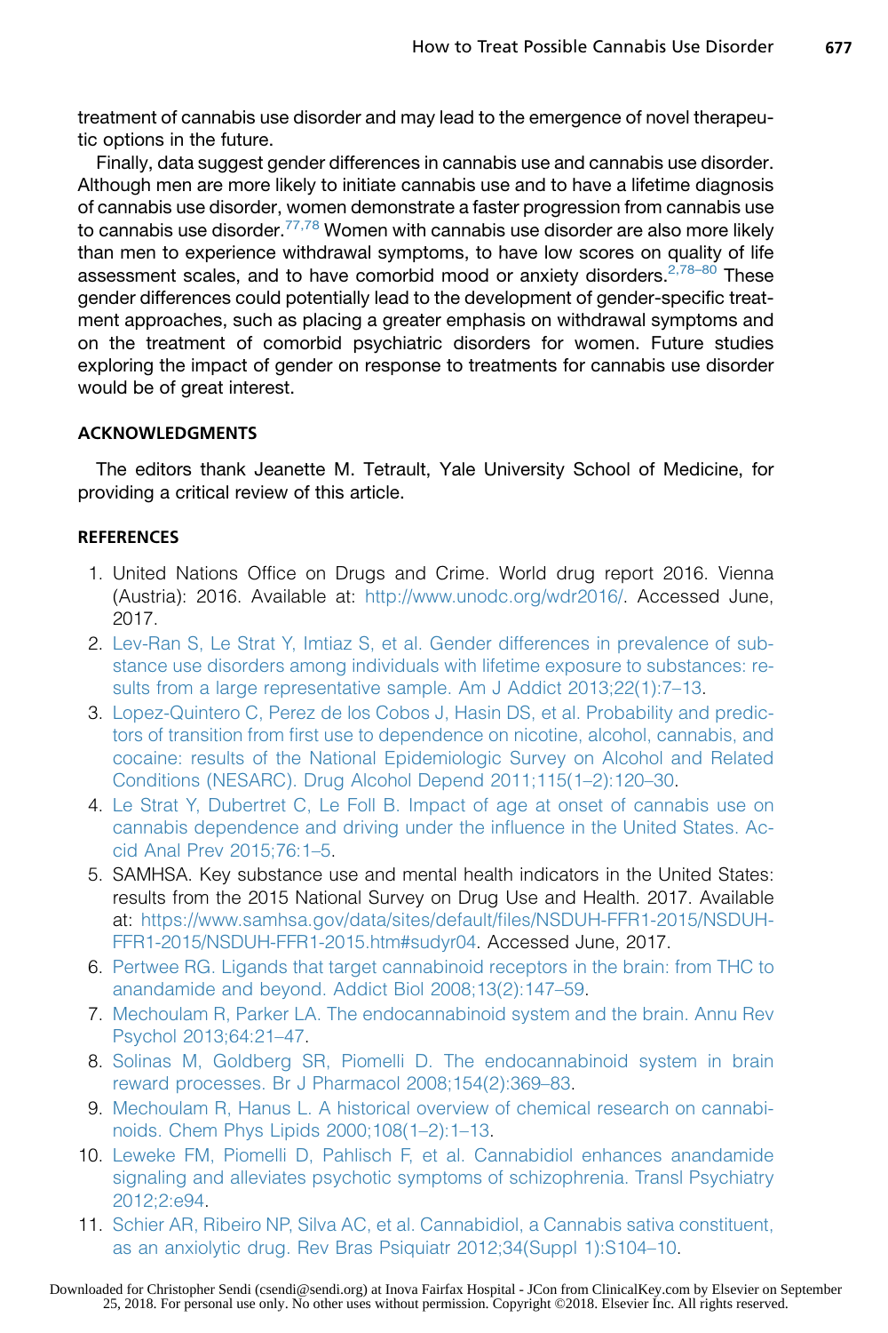treatment of cannabis use disorder and may lead to the emergence of novel therapeutic options in the future.

Finally, data suggest gender differences in cannabis use and cannabis use disorder. Although men are more likely to initiate cannabis use and to have a lifetime diagnosis of cannabis use disorder, women demonstrate a faster progression from cannabis use to cannabis use disorder.[77,78] Women with cannabis use disorder are also more likely than men to experience withdrawal symptoms, to have low scores on quality of life assessment scales, and to have comorbid mood or anxiety disorders.[2,78–80] These gender differences could potentially lead to the development of gender-specific treatment approaches, such as placing a greater emphasis on withdrawal symptoms and on the treatment of comorbid psychiatric disorders for women. Future studies exploring the impact of gender on response to treatments for cannabis use disorder would be of great interest.

## ACKNOWLEDGMENTS

The editors thank Jeanette M. Tetrault, Yale University School of Medicine, for providing a critical review of this article.

## REFERENCES

1. United Nations Office on Drugs and Crime. World drug report 2016. Vienna (Austria): 2016. Available at: http://www.unodc.org/wdr2016/. Accessed June, 2017.
2. Lev-Ran S, Le Strat Y, Imtiaz S, et al. Gender differences in prevalence of substance use disorders among individuals with lifetime exposure to substances: results from a large representative sample. Am J Addict 2013;22(1):7–13.
3. Lopez-Quintero C, Perez de los Cobos J, Hasin DS, et al. Probability and predictors of transition from first use to dependence on nicotine, alcohol, cannabis, and cocaine: results of the National Epidemiologic Survey on Alcohol and Related Conditions (NESARC). Drug Alcohol Depend 2011;115(1–2):120–30.
4. Le Strat Y, Dubertret C, Le Foll B. Impact of age at onset of cannabis use on cannabis dependence and driving under the influence in the United States. Accid Anal Prev 2015;76:1–5.
5. SAMHSA. Key substance use and mental health indicators in the United States: results from the 2015 National Survey on Drug Use and Health. 2017. Available at: https://www.samhsa.gov/data/sites/default/files/NSDUH-FFR1-2015/NSDUH-FFR1-2015/NSDUH-FFR1-2015.htm#sudyr04. Accessed June, 2017.
6. Pertwee RG. Ligands that target cannabinoid receptors in the brain: from THC to anandamide and beyond. Addict Biol 2008;13(2):147–59.
7. Mechoulam R, Parker LA. The endocannabinoid system and the brain. Annu Rev Psychol 2013;64:21–47.
8. Solinas M, Goldberg SR, Piomelli D. The endocannabinoid system in brain reward processes. Br J Pharmacol 2008;154(2):369–83.
9. Mechoulam R, Hanus L. A historical overview of chemical research on cannabinoids. Chem Phys Lipids 2000;108(1–2):1–13.
10. Leweke FM, Piomelli D, Pahlisch F, et al. Cannabidiol enhances anandamide signaling and alleviates psychotic symptoms of schizophrenia. Transl Psychiatry 2012;2:e94.
11. Schier AR, Ribeiro NP, Silva AC, et al. Cannabidiol, a Cannabis sativa constituent, as an anxiolytic drug. Rev Bras Psiquiatr 2012;34(Suppl 1):S104–10.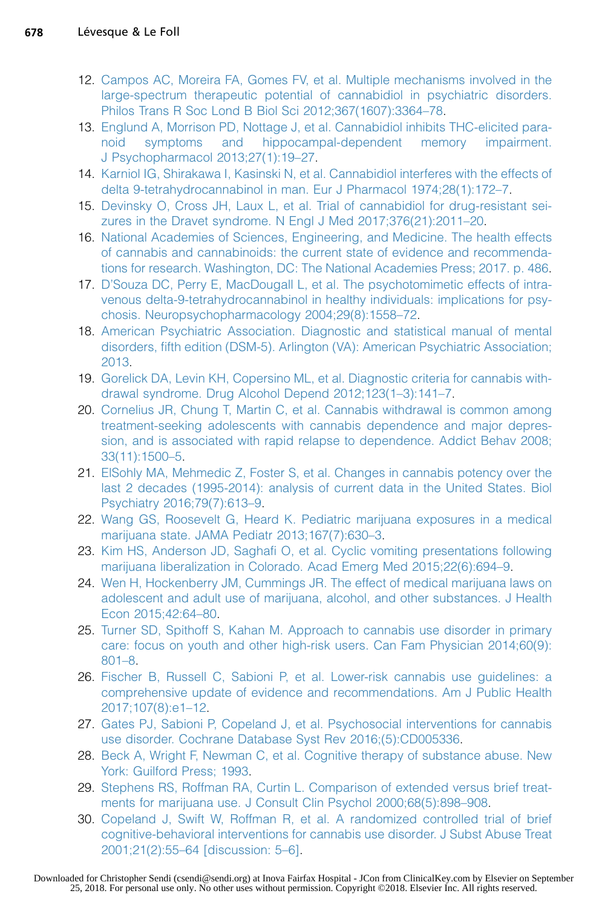12. Campos AC, Moreira FA, Gomes FV, et al. Multiple mechanisms involved in the large-spectrum therapeutic potential of cannabidiol in psychiatric disorders. Philos Trans R Soc Lond B Biol Sci 2012;367(1607):3364–78.
13. Englund A, Morrison PD, Nottage J, et al. Cannabidiol inhibits THC-elicited paranoid symptoms and hippocampal-dependent memory impairment. J Psychopharmacol 2013;27(1):19–27.
14. Karniol IG, Shirakawa I, Kasinski N, et al. Cannabidiol interferes with the effects of delta 9-tetrahydrocannabinol in man. Eur J Pharmacol 1974;28(1):172–7.
15. Devinsky O, Cross JH, Laux L, et al. Trial of cannabidiol for drug-resistant seizures in the Dravet syndrome. N Engl J Med 2017;376(21):2011–20.
16. National Academies of Sciences, Engineering, and Medicine. The health effects of cannabis and cannabinoids: the current state of evidence and recommendations for research. Washington, DC: The National Academies Press; 2017. p. 486.
17. D'Souza DC, Perry E, MacDougall L, et al. The psychotomimetic effects of intravenous delta-9-tetrahydrocannabinol in healthy individuals: implications for psychosis. Neuropsychopharmacology 2004;29(8):1558–72.
18. American Psychiatric Association. Diagnostic and statistical manual of mental disorders, fifth edition (DSM-5). Arlington (VA): American Psychiatric Association; 2013.
19. Gorelick DA, Levin KH, Copersino ML, et al. Diagnostic criteria for cannabis withdrawal syndrome. Drug Alcohol Depend 2012;123(1–3):141–7.
20. Cornelius JR, Chung T, Martin C, et al. Cannabis withdrawal is common among treatment-seeking adolescents with cannabis dependence and major depression, and is associated with rapid relapse to dependence. Addict Behav 2008;33(11):1500–5.
21. ElSohly MA, Mehmedic Z, Foster S, et al. Changes in cannabis potency over the last 2 decades (1995-2014): analysis of current data in the United States. Biol Psychiatry 2016;79(7):613–9.
22. Wang GS, Roosevelt G, Heard K. Pediatric marijuana exposures in a medical marijuana state. JAMA Pediatr 2013;167(7):630–3.
23. Kim HS, Anderson JD, Saghafi O, et al. Cyclic vomiting presentations following marijuana liberalization in Colorado. Acad Emerg Med 2015;22(6):694–9.
24. Wen H, Hockenberry JM, Cummings JR. The effect of medical marijuana laws on adolescent and adult use of marijuana, alcohol, and other substances. J Health Econ 2015;42:64–80.
25. Turner SD, Spithoff S, Kahan M. Approach to cannabis use disorder in primary care: focus on youth and other high-risk users. Can Fam Physician 2014;60(9):801–8.
26. Fischer B, Russell C, Sabioni P, et al. Lower-risk cannabis use guidelines: a comprehensive update of evidence and recommendations. Am J Public Health 2017;107(8):e1–12.
27. Gates PJ, Sabioni P, Copeland J, et al. Psychosocial interventions for cannabis use disorder. Cochrane Database Syst Rev 2016;(5):CD005336.
28. Beck A, Wright F, Newman C, et al. Cognitive therapy of substance abuse. New York: Guilford Press; 1993.
29. Stephens RS, Roffman RA, Curtin L. Comparison of extended versus brief treatments for marijuana use. J Consult Clin Psychol 2000;68(5):898–908.
30. Copeland J, Swift W, Roffman R, et al. A randomized controlled trial of brief cognitive-behavioral interventions for cannabis use disorder. J Subst Abuse Treat 2001;21(2):55–64 [discussion: 5–6].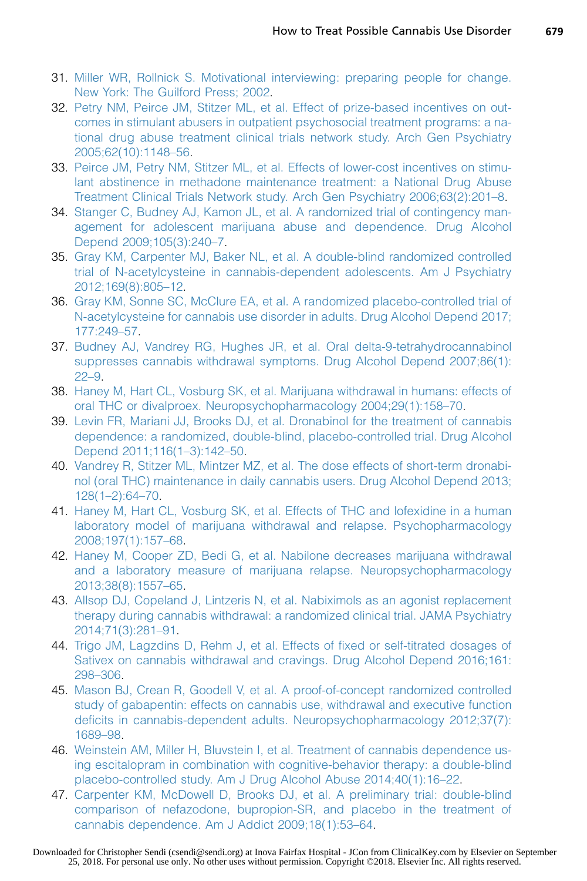31. Miller WR, Rollnick S. Motivational interviewing: preparing people for change. New York: The Guilford Press; 2002.
32. Petry NM, Peirce JM, Stitzer ML, et al. Effect of prize-based incentives on outcomes in stimulant abusers in outpatient psychosocial treatment programs: a national drug abuse treatment clinical trials network study. Arch Gen Psychiatry 2005;62(10):1148–56.
33. Peirce JM, Petry NM, Stitzer ML, et al. Effects of lower-cost incentives on stimulant abstinence in methadone maintenance treatment: a National Drug Abuse Treatment Clinical Trials Network study. Arch Gen Psychiatry 2006;63(2):201–8.
34. Stanger C, Budney AJ, Kamon JL, et al. A randomized trial of contingency management for adolescent marijuana abuse and dependence. Drug Alcohol Depend 2009;105(3):240–7.
35. Gray KM, Carpenter MJ, Baker NL, et al. A double-blind randomized controlled trial of N-acetylcysteine in cannabis-dependent adolescents. Am J Psychiatry 2012;169(8):805–12.
36. Gray KM, Sonne SC, McClure EA, et al. A randomized placebo-controlled trial of N-acetylcysteine for cannabis use disorder in adults. Drug Alcohol Depend 2017; 177:249–57.
37. Budney AJ, Vandrey RG, Hughes JR, et al. Oral delta-9-tetrahydrocannabinol suppresses cannabis withdrawal symptoms. Drug Alcohol Depend 2007;86(1): 22–9.
38. Haney M, Hart CL, Vosburg SK, et al. Marijuana withdrawal in humans: effects of oral THC or divalproex. Neuropsychopharmacology 2004;29(1):158–70.
39. Levin FR, Mariani JJ, Brooks DJ, et al. Dronabinol for the treatment of cannabis dependence: a randomized, double-blind, placebo-controlled trial. Drug Alcohol Depend 2011;116(1–3):142–50.
40. Vandrey R, Stitzer ML, Mintzer MZ, et al. The dose effects of short-term dronabinol (oral THC) maintenance in daily cannabis users. Drug Alcohol Depend 2013; 128(1–2):64–70.
41. Haney M, Hart CL, Vosburg SK, et al. Effects of THC and lofexidine in a human laboratory model of marijuana withdrawal and relapse. Psychopharmacology 2008;197(1):157–68.
42. Haney M, Cooper ZD, Bedi G, et al. Nabilone decreases marijuana withdrawal and a laboratory measure of marijuana relapse. Neuropsychopharmacology 2013;38(8):1557–65.
43. Allsop DJ, Copeland J, Lintzeris N, et al. Nabiximols as an agonist replacement therapy during cannabis withdrawal: a randomized clinical trial. JAMA Psychiatry 2014;71(3):281–91.
44. Trigo JM, Lagzdins D, Rehm J, et al. Effects of fixed or self-titrated dosages of Sativex on cannabis withdrawal and cravings. Drug Alcohol Depend 2016;161: 298–306.
45. Mason BJ, Crean R, Goodell V, et al. A proof-of-concept randomized controlled study of gabapentin: effects on cannabis use, withdrawal and executive function deficits in cannabis-dependent adults. Neuropsychopharmacology 2012;37(7): 1689–98.
46. Weinstein AM, Miller H, Bluvstein I, et al. Treatment of cannabis dependence using escitalopram in combination with cognitive-behavior therapy: a double-blind placebo-controlled study. Am J Drug Alcohol Abuse 2014;40(1):16–22.
47. Carpenter KM, McDowell D, Brooks DJ, et al. A preliminary trial: double-blind comparison of nefazodone, bupropion-SR, and placebo in the treatment of cannabis dependence. Am J Addict 2009;18(1):53–64.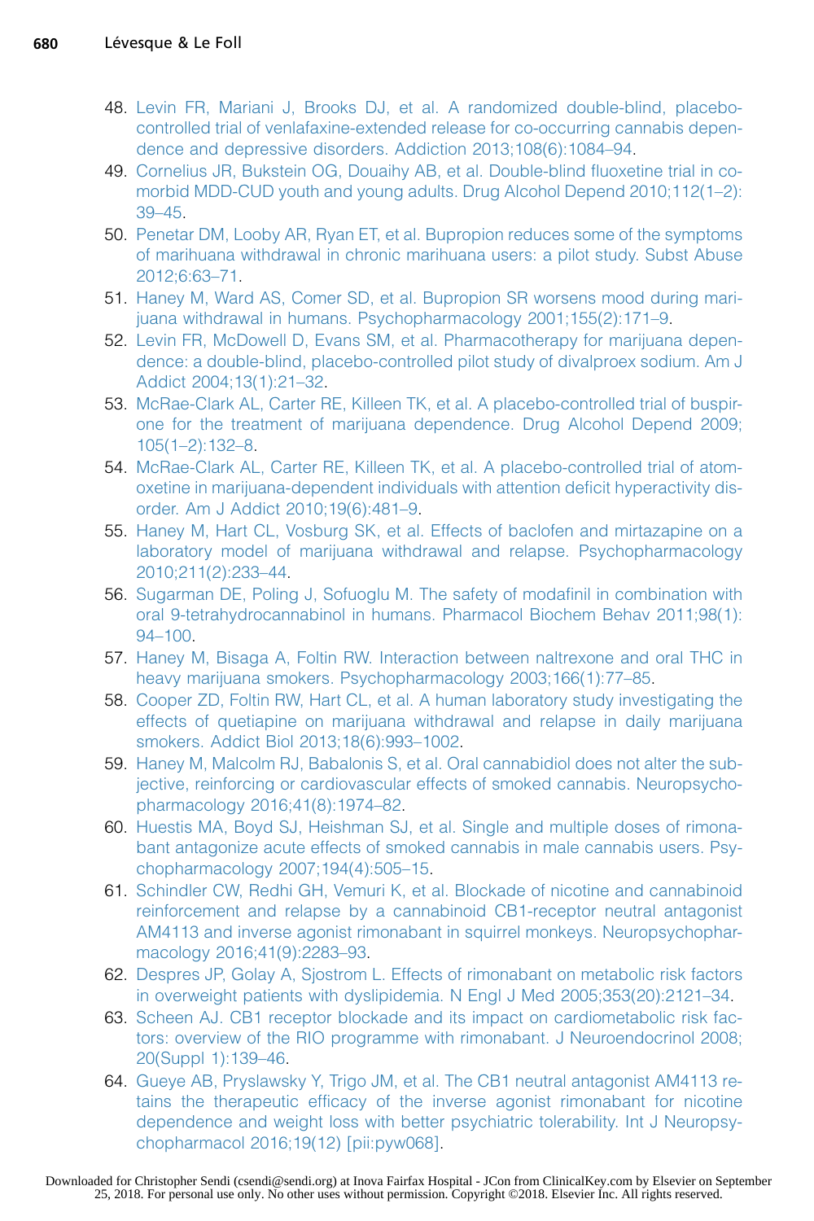48. Levin FR, Mariani J, Brooks DJ, et al. A randomized double-blind, placebo-controlled trial of venlafaxine-extended release for co-occurring cannabis dependence and depressive disorders. Addiction 2013;108(6):1084–94.
49. Cornelius JR, Bukstein OG, Douaihy AB, et al. Double-blind fluoxetine trial in comorbid MDD-CUD youth and young adults. Drug Alcohol Depend 2010;112(1–2): 39–45.
50. Penetar DM, Looby AR, Ryan ET, et al. Bupropion reduces some of the symptoms of marihuana withdrawal in chronic marihuana users: a pilot study. Subst Abuse 2012;6:63–71.
51. Haney M, Ward AS, Comer SD, et al. Bupropion SR worsens mood during marijuana withdrawal in humans. Psychopharmacology 2001;155(2):171–9.
52. Levin FR, McDowell D, Evans SM, et al. Pharmacotherapy for marijuana dependence: a double-blind, placebo-controlled pilot study of divalproex sodium. Am J Addict 2004;13(1):21–32.
53. McRae-Clark AL, Carter RE, Killeen TK, et al. A placebo-controlled trial of buspirone for the treatment of marijuana dependence. Drug Alcohol Depend 2009; 105(1–2):132–8.
54. McRae-Clark AL, Carter RE, Killeen TK, et al. A placebo-controlled trial of atomoxetine in marijuana-dependent individuals with attention deficit hyperactivity disorder. Am J Addict 2010;19(6):481–9.
55. Haney M, Hart CL, Vosburg SK, et al. Effects of baclofen and mirtazapine on a laboratory model of marijuana withdrawal and relapse. Psychopharmacology 2010;211(2):233–44.
56. Sugarman DE, Poling J, Sofuoglu M. The safety of modafinil in combination with oral 9-tetrahydrocannabinol in humans. Pharmacol Biochem Behav 2011;98(1): 94–100.
57. Haney M, Bisaga A, Foltin RW. Interaction between naltrexone and oral THC in heavy marijuana smokers. Psychopharmacology 2003;166(1):77–85.
58. Cooper ZD, Foltin RW, Hart CL, et al. A human laboratory study investigating the effects of quetiapine on marijuana withdrawal and relapse in daily marijuana smokers. Addict Biol 2013;18(6):993–1002.
59. Haney M, Malcolm RJ, Babalonis S, et al. Oral cannabidiol does not alter the subjective, reinforcing or cardiovascular effects of smoked cannabis. Neuropsychopharmacology 2016;41(8):1974–82.
60. Huestis MA, Boyd SJ, Heishman SJ, et al. Single and multiple doses of rimonabant antagonize acute effects of smoked cannabis in male cannabis users. Psychopharmacology 2007;194(4):505–15.
61. Schindler CW, Redhi GH, Vemuri K, et al. Blockade of nicotine and cannabinoid reinforcement and relapse by a cannabinoid CB1-receptor neutral antagonist AM4113 and inverse agonist rimonabant in squirrel monkeys. Neuropsychopharmacology 2016;41(9):2283–93.
62. Despres JP, Golay A, Sjostrom L. Effects of rimonabant on metabolic risk factors in overweight patients with dyslipidemia. N Engl J Med 2005;353(20):2121–34.
63. Scheen AJ. CB1 receptor blockade and its impact on cardiometabolic risk factors: overview of the RIO programme with rimonabant. J Neuroendocrinol 2008; 20(Suppl 1):139–46.
64. Gueye AB, Pryslawsky Y, Trigo JM, et al. The CB1 neutral antagonist AM4113 retains the therapeutic efficacy of the inverse agonist rimonabant for nicotine dependence and weight loss with better psychiatric tolerability. Int J Neuropsychopharmacol 2016;19(12) [pii:pyw068].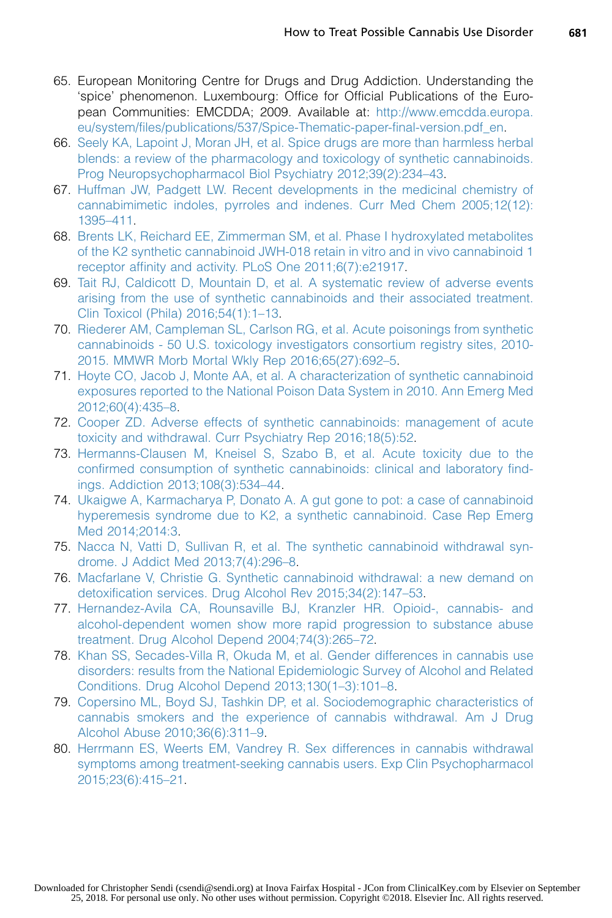65. European Monitoring Centre for Drugs and Drug Addiction. Understanding the 'spice' phenomenon. Luxembourg: Office for Official Publications of the European Communities: EMCDDA; 2009. Available at: http://www.emcdda.europa.eu/system/files/publications/537/Spice-Thematic-paper-final-version.pdf_en.
66. Seely KA, Lapoint J, Moran JH, et al. Spice drugs are more than harmless herbal blends: a review of the pharmacology and toxicology of synthetic cannabinoids. Prog Neuropsychopharmacol Biol Psychiatry 2012;39(2):234–43.
67. Huffman JW, Padgett LW. Recent developments in the medicinal chemistry of cannabimimetic indoles, pyrroles and indenes. Curr Med Chem 2005;12(12):1395–411.
68. Brents LK, Reichard EE, Zimmerman SM, et al. Phase I hydroxylated metabolites of the K2 synthetic cannabinoid JWH-018 retain in vitro and in vivo cannabinoid 1 receptor affinity and activity. PLoS One 2011;6(7):e21917.
69. Tait RJ, Caldicott D, Mountain D, et al. A systematic review of adverse events arising from the use of synthetic cannabinoids and their associated treatment. Clin Toxicol (Phila) 2016;54(1):1–13.
70. Riederer AM, Campleman SL, Carlson RG, et al. Acute poisonings from synthetic cannabinoids - 50 U.S. toxicology investigators consortium registry sites, 2010-2015. MMWR Morb Mortal Wkly Rep 2016;65(27):692–5.
71. Hoyte CO, Jacob J, Monte AA, et al. A characterization of synthetic cannabinoid exposures reported to the National Poison Data System in 2010. Ann Emerg Med 2012;60(4):435–8.
72. Cooper ZD. Adverse effects of synthetic cannabinoids: management of acute toxicity and withdrawal. Curr Psychiatry Rep 2016;18(5):52.
73. Hermanns-Clausen M, Kneisel S, Szabo B, et al. Acute toxicity due to the confirmed consumption of synthetic cannabinoids: clinical and laboratory findings. Addiction 2013;108(3):534–44.
74. Ukaigwe A, Karmacharya P, Donato A. A gut gone to pot: a case of cannabinoid hyperemesis syndrome due to K2, a synthetic cannabinoid. Case Rep Emerg Med 2014;2014:3.
75. Nacca N, Vatti D, Sullivan R, et al. The synthetic cannabinoid withdrawal syndrome. J Addict Med 2013;7(4):296–8.
76. Macfarlane V, Christie G. Synthetic cannabinoid withdrawal: a new demand on detoxification services. Drug Alcohol Rev 2015;34(2):147–53.
77. Hernandez-Avila CA, Rounsaville BJ, Kranzler HR. Opioid-, cannabis- and alcohol-dependent women show more rapid progression to substance abuse treatment. Drug Alcohol Depend 2004;74(3):265–72.
78. Khan SS, Secades-Villa R, Okuda M, et al. Gender differences in cannabis use disorders: results from the National Epidemiologic Survey of Alcohol and Related Conditions. Drug Alcohol Depend 2013;130(1–3):101–8.
79. Copersino ML, Boyd SJ, Tashkin DP, et al. Sociodemographic characteristics of cannabis smokers and the experience of cannabis withdrawal. Am J Drug Alcohol Abuse 2010;36(6):311–9.
80. Herrmann ES, Weerts EM, Vandrey R. Sex differences in cannabis withdrawal symptoms among treatment-seeking cannabis users. Exp Clin Psychopharmacol 2015;23(6):415–21.